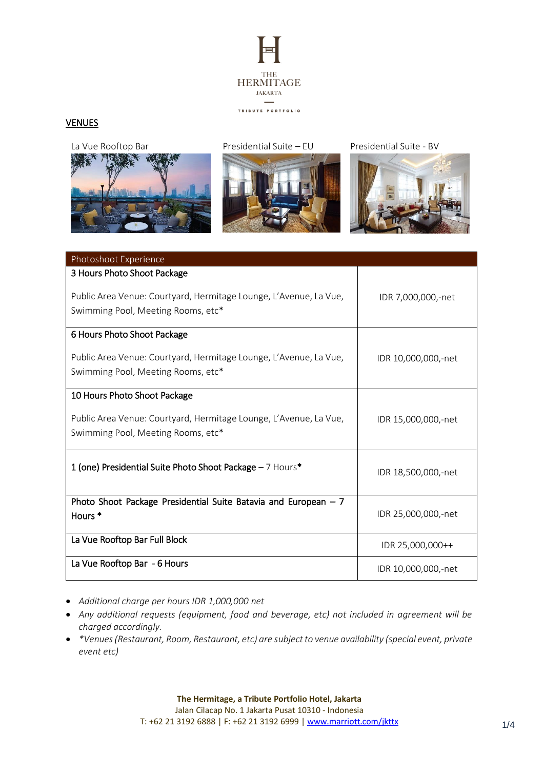THE HERMITAGE JAKARTA

TRIBUTE PORTFOLIO

## VENUES

La Vue Rooftop Bar

Presidential Suite – EU

Presidential Suite - BV

| Photoshoot Experience | |
|---|---|
| **3 Hours Photo Shoot Package**<br><br>Public Area Venue: Courtyard, Hermitage Lounge, L'Avenue, La Vue, Swimming Pool, Meeting Rooms, etc* | IDR 7,000,000,-net |
| **6 Hours Photo Shoot Package**<br><br>Public Area Venue: Courtyard, Hermitage Lounge, L'Avenue, La Vue, Swimming Pool, Meeting Rooms, etc* | IDR 10,000,000,-net |
| **10 Hours Photo Shoot Package**<br><br>Public Area Venue: Courtyard, Hermitage Lounge, L'Avenue, La Vue, Swimming Pool, Meeting Rooms, etc* | IDR 15,000,000,-net |
| **1 (one) Presidential Suite Photo Shoot Package** – 7 Hours* | IDR 18,500,000,-net |
| **Photo Shoot Package Presidential Suite Batavia and European – 7 Hours *** | IDR 25,000,000,-net |
| **La Vue Rooftop Bar Full Block** | IDR 25,000,000++ |
| **La Vue Rooftop Bar - 6 Hours** | IDR 10,000,000,-net |

- *Additional charge per hours IDR 1,000,000 net*
- *Any additional requests (equipment, food and beverage, etc) not included in agreement will be charged accordingly.*
- *\*Venues (Restaurant, Room, Restaurant, etc) are subject to venue availability (special event, private event etc)*

**The Hermitage, a Tribute Portfolio Hotel, Jakarta**
Jalan Cilacap No. 1 Jakarta Pusat 10310 - Indonesia
T: +62 21 3192 6888 | F: +62 21 3192 6999 | www.marriott.com/jkttx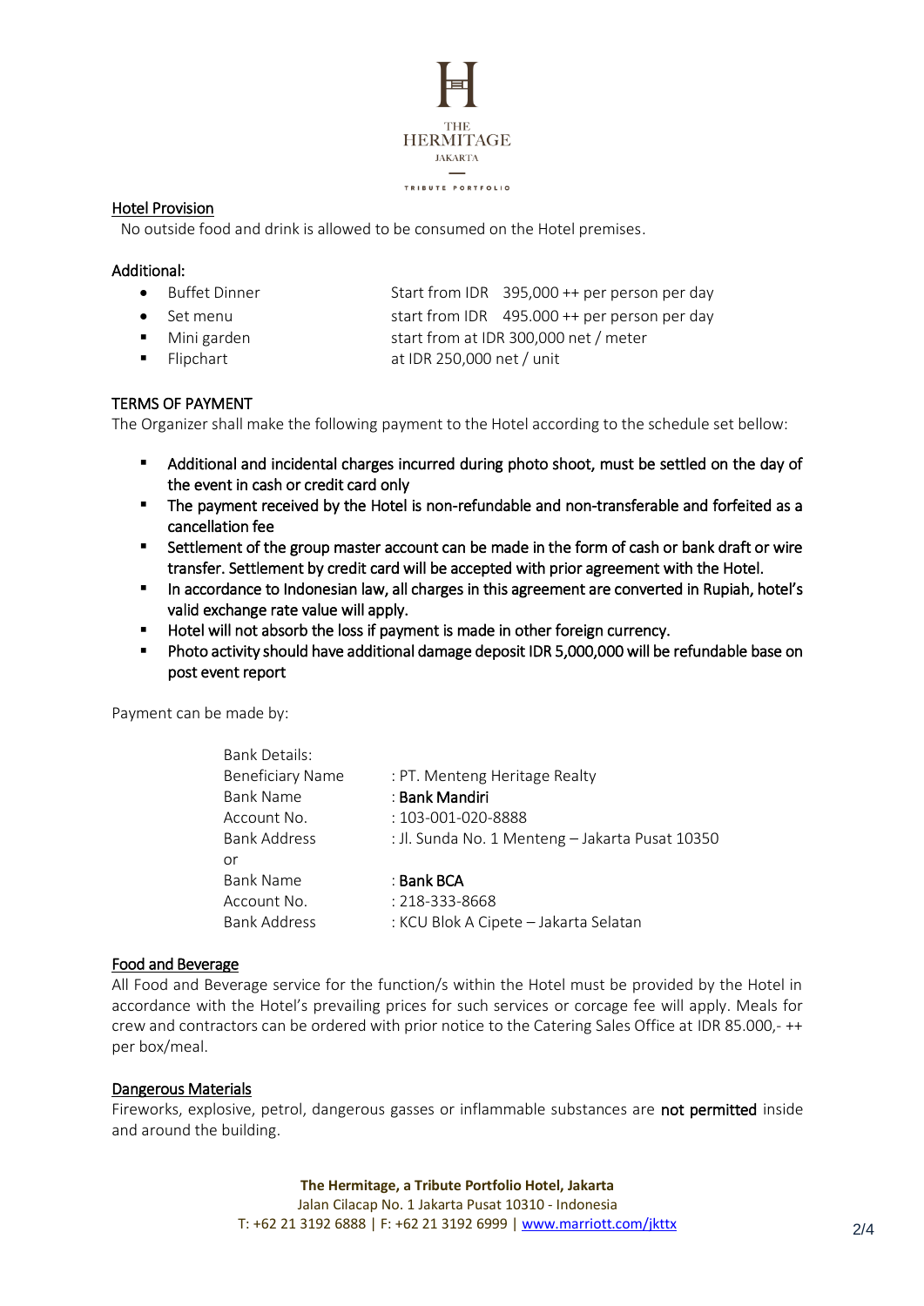## Hotel Provision

No outside food and drink is allowed to be consumed on the Hotel premises.

### Additional:

- Buffet Dinner — Start from IDR 395,000 ++ per person per day
- Set menu — start from IDR 495.000 ++ per person per day
- Mini garden — start from at IDR 300,000 net / meter
- Flipchart — at IDR 250,000 net / unit

## TERMS OF PAYMENT

The Organizer shall make the following payment to the Hotel according to the schedule set bellow:

- Additional and incidental charges incurred during photo shoot, must be settled on the day of the event in cash or credit card only
- The payment received by the Hotel is non-refundable and non-transferable and forfeited as a cancellation fee
- Settlement of the group master account can be made in the form of cash or bank draft or wire transfer. Settlement by credit card will be accepted with prior agreement with the Hotel.
- In accordance to Indonesian law, all charges in this agreement are converted in Rupiah, hotel's valid exchange rate value will apply.
- Hotel will not absorb the loss if payment is made in other foreign currency.
- Photo activity should have additional damage deposit IDR 5,000,000 will be refundable base on post event report

Payment can be made by:

| | |
|---|---|
| Bank Details: | |
| Beneficiary Name | : PT. Menteng Heritage Realty |
| Bank Name | : **Bank Mandiri** |
| Account No. | : 103-001-020-8888 |
| Bank Address | : Jl. Sunda No. 1 Menteng – Jakarta Pusat 10350 |
| or | |
| Bank Name | : **Bank BCA** |
| Account No. | : 218-333-8668 |
| Bank Address | : KCU Blok A Cipete – Jakarta Selatan |

## Food and Beverage

All Food and Beverage service for the function/s within the Hotel must be provided by the Hotel in accordance with the Hotel's prevailing prices for such services or corcage fee will apply. Meals for crew and contractors can be ordered with prior notice to the Catering Sales Office at IDR 85.000,- ++ per box/meal.

## Dangerous Materials

Fireworks, explosive, petrol, dangerous gasses or inflammable substances are **not permitted** inside and around the building.